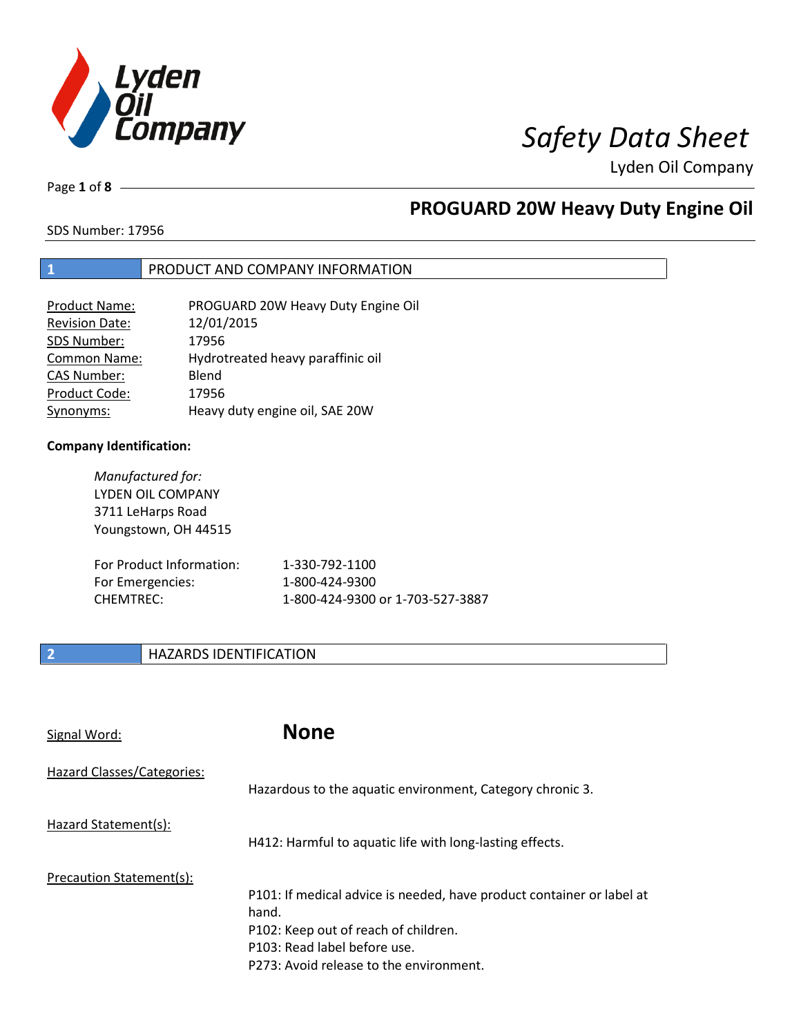# Safety Data Sheet

Lyden Oil Company

## PROGUARD 20W Heavy Duty Engine Oil

SDS Number: 17956

## 1 PRODUCT AND COMPANY INFORMATION

| | |
|---|---|
| Product Name: | PROGUARD 20W Heavy Duty Engine Oil |
| Revision Date: | 12/01/2015 |
| SDS Number: | 17956 |
| Common Name: | Hydrotreated heavy paraffinic oil |
| CAS Number: | Blend |
| Product Code: | 17956 |
| Synonyms: | Heavy duty engine oil, SAE 20W |

**Company Identification:**

*Manufactured for:*
LYDEN OIL COMPANY
3711 LeHarps Road
Youngstown, OH 44515

| | |
|---|---|
| For Product Information: | 1-330-792-1100 |
| For Emergencies: | 1-800-424-9300 |
| CHEMTREC: | 1-800-424-9300 or 1-703-527-3887 |

## 2 HAZARDS IDENTIFICATION

Signal Word: **None**

Hazard Classes/Categories:

Hazardous to the aquatic environment, Category chronic 3.

Hazard Statement(s):

H412: Harmful to aquatic life with long-lasting effects.

Precaution Statement(s):

P101: If medical advice is needed, have product container or label at hand.
P102: Keep out of reach of children.
P103: Read label before use.
P273: Avoid release to the environment.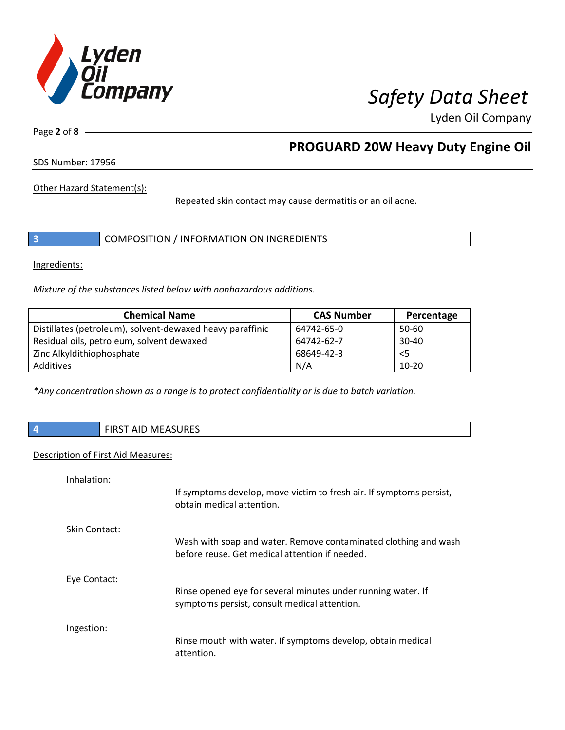Other Hazard Statement(s):

Repeated skin contact may cause dermatitis or an oil acne.

## 3 COMPOSITION / INFORMATION ON INGREDIENTS

Ingredients:

*Mixture of the substances listed below with nonhazardous additions.*

| Chemical Name | CAS Number | Percentage |
| --- | --- | --- |
| Distillates (petroleum), solvent-dewaxed heavy paraffinic | 64742-65-0 | 50-60 |
| Residual oils, petroleum, solvent dewaxed | 64742-62-7 | 30-40 |
| Zinc Alkyldithiophosphate | 68649-42-3 | <5 |
| Additives | N/A | 10-20 |

*\*Any concentration shown as a range is to protect confidentiality or is due to batch variation.*

## 4 FIRST AID MEASURES

Description of First Aid Measures:

Inhalation:

If symptoms develop, move victim to fresh air. If symptoms persist, obtain medical attention.

Skin Contact:

Wash with soap and water. Remove contaminated clothing and wash before reuse. Get medical attention if needed.

Eye Contact:

Rinse opened eye for several minutes under running water. If symptoms persist, consult medical attention.

Ingestion:

Rinse mouth with water. If symptoms develop, obtain medical attention.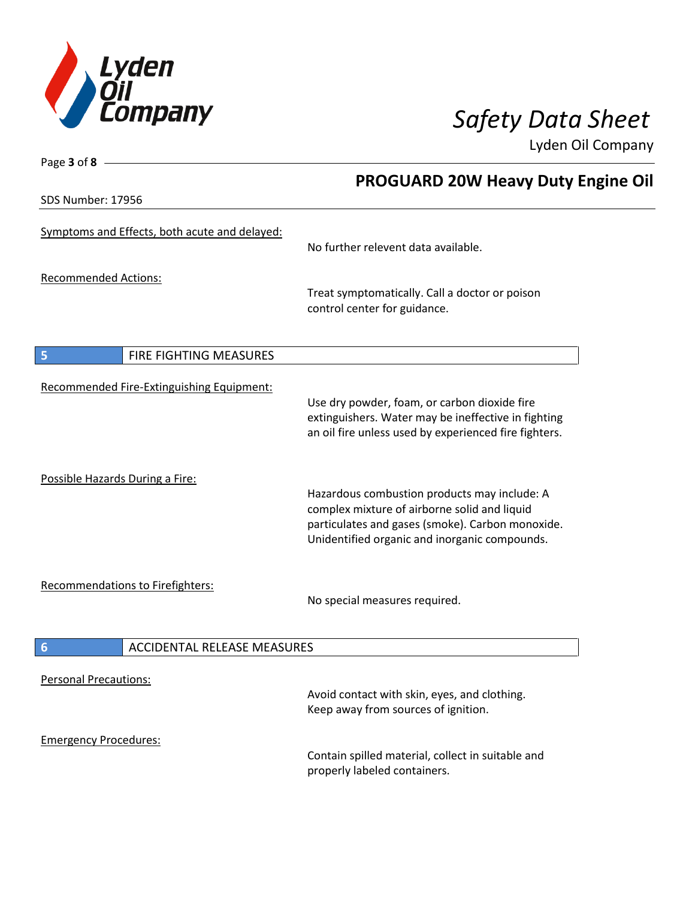Symptoms and Effects, both acute and delayed:

No further relevent data available.

Recommended Actions:

Treat symptomatically. Call a doctor or poison control center for guidance.

## 5 FIRE FIGHTING MEASURES

Recommended Fire-Extinguishing Equipment:

Use dry powder, foam, or carbon dioxide fire extinguishers. Water may be ineffective in fighting an oil fire unless used by experienced fire fighters.

Possible Hazards During a Fire:

Hazardous combustion products may include: A complex mixture of airborne solid and liquid particulates and gases (smoke). Carbon monoxide. Unidentified organic and inorganic compounds.

Recommendations to Firefighters:

No special measures required.

## 6 ACCIDENTAL RELEASE MEASURES

Personal Precautions:

Avoid contact with skin, eyes, and clothing. Keep away from sources of ignition.

Emergency Procedures:

Contain spilled material, collect in suitable and properly labeled containers.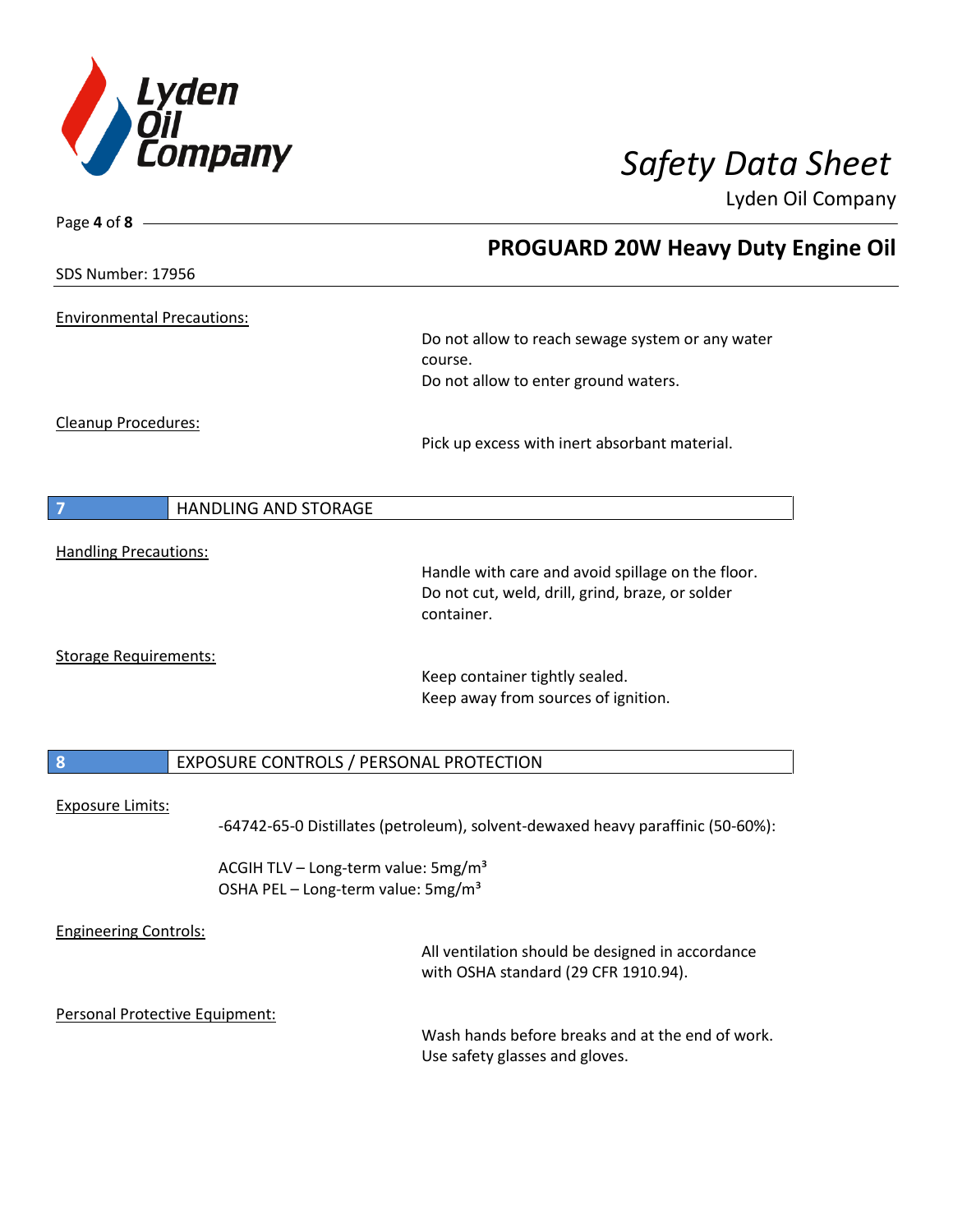**Environmental Precautions:**

Do not allow to reach sewage system or any water course.
Do not allow to enter ground waters.

**Cleanup Procedures:**

Pick up excess with inert absorbant material.

## 7 HANDLING AND STORAGE

**Handling Precautions:**

Handle with care and avoid spillage on the floor.
Do not cut, weld, drill, grind, braze, or solder container.

**Storage Requirements:**

Keep container tightly sealed.
Keep away from sources of ignition.

## 8 EXPOSURE CONTROLS / PERSONAL PROTECTION

**Exposure Limits:**

-64742-65-0 Distillates (petroleum), solvent-dewaxed heavy paraffinic (50-60%):

ACGIH TLV – Long-term value: 5mg/m³
OSHA PEL – Long-term value: 5mg/m³

**Engineering Controls:**

All ventilation should be designed in accordance with OSHA standard (29 CFR 1910.94).

**Personal Protective Equipment:**

Wash hands before breaks and at the end of work.
Use safety glasses and gloves.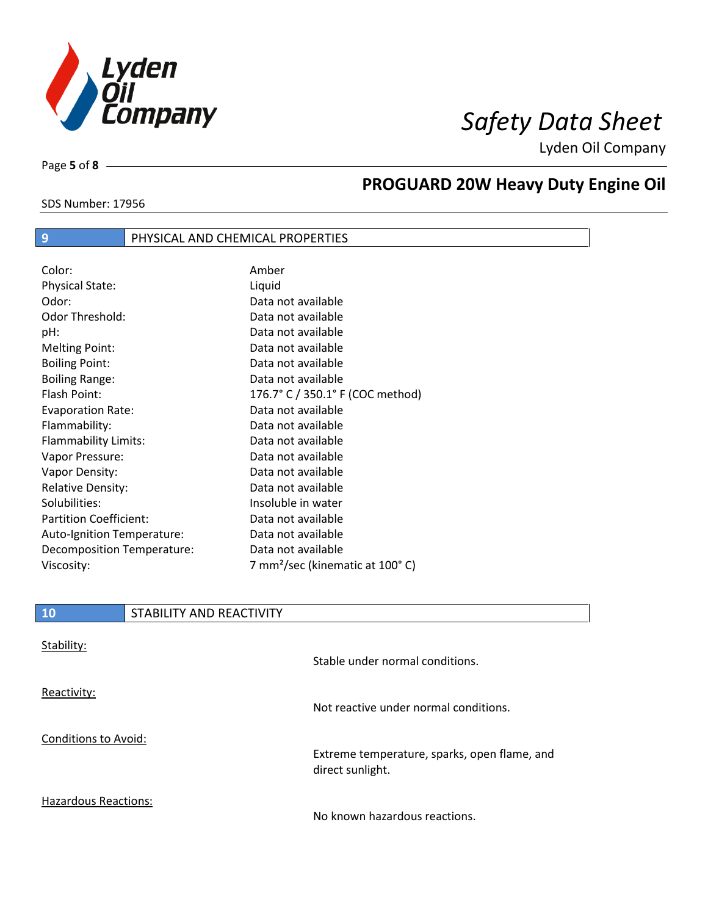## 9 PHYSICAL AND CHEMICAL PROPERTIES

| | |
|---|---|
| Color: | Amber |
| Physical State: | Liquid |
| Odor: | Data not available |
| Odor Threshold: | Data not available |
| pH: | Data not available |
| Melting Point: | Data not available |
| Boiling Point: | Data not available |
| Boiling Range: | Data not available |
| Flash Point: | 176.7° C / 350.1° F (COC method) |
| Evaporation Rate: | Data not available |
| Flammability: | Data not available |
| Flammability Limits: | Data not available |
| Vapor Pressure: | Data not available |
| Vapor Density: | Data not available |
| Relative Density: | Data not available |
| Solubilities: | Insoluble in water |
| Partition Coefficient: | Data not available |
| Auto-Ignition Temperature: | Data not available |
| Decomposition Temperature: | Data not available |
| Viscosity: | 7 $mm^2$/sec (kinematic at 100° C) |

## 10 STABILITY AND REACTIVITY

Stability:

Stable under normal conditions.

Reactivity:

Not reactive under normal conditions.

Conditions to Avoid:

Extreme temperature, sparks, open flame, and direct sunlight.

Hazardous Reactions:

No known hazardous reactions.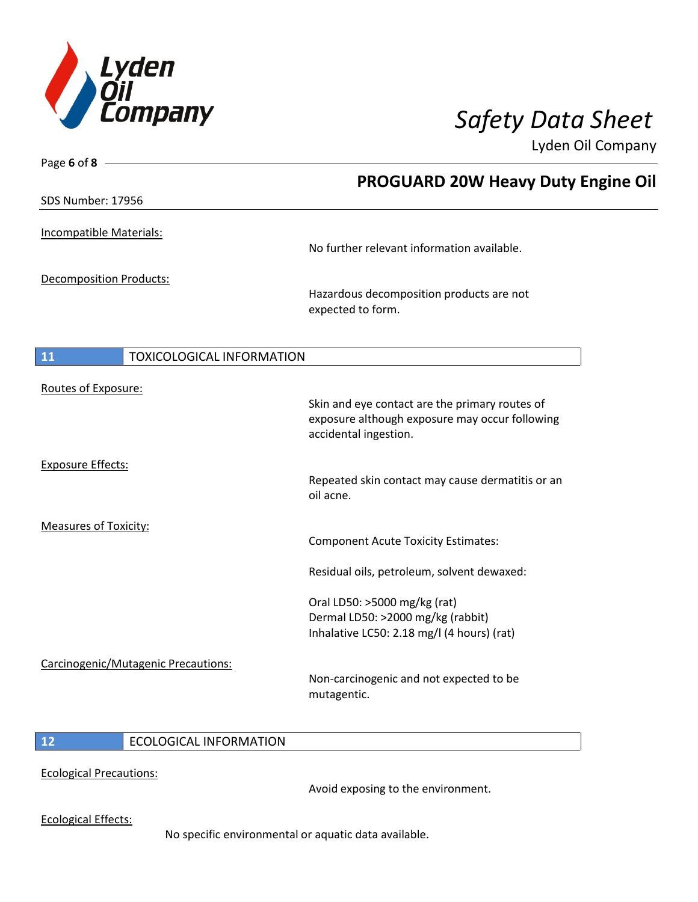Incompatible Materials:

No further relevant information available.

Decomposition Products:

Hazardous decomposition products are not expected to form.

## 11 TOXICOLOGICAL INFORMATION

Routes of Exposure:

Skin and eye contact are the primary routes of exposure although exposure may occur following accidental ingestion.

Exposure Effects:

Repeated skin contact may cause dermatitis or an oil acne.

Measures of Toxicity:

Component Acute Toxicity Estimates:

Residual oils, petroleum, solvent dewaxed:

Oral LD50: >5000 mg/kg (rat)
Dermal LD50: >2000 mg/kg (rabbit)
Inhalative LC50: 2.18 mg/l (4 hours) (rat)

Carcinogenic/Mutagenic Precautions:

Non-carcinogenic and not expected to be mutagentic.

## 12 ECOLOGICAL INFORMATION

Ecological Precautions:

Avoid exposing to the environment.

Ecological Effects:

No specific environmental or aquatic data available.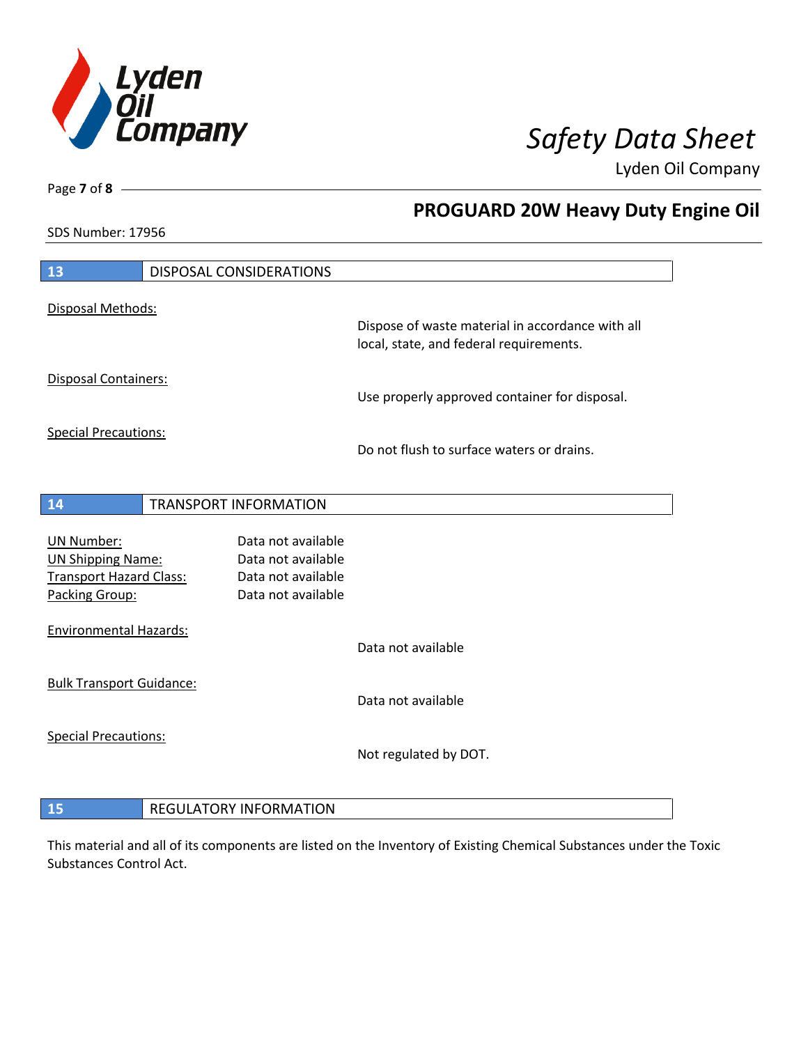## 13 DISPOSAL CONSIDERATIONS

Disposal Methods:

Dispose of waste material in accordance with all local, state, and federal requirements.

Disposal Containers:

Use properly approved container for disposal.

Special Precautions:

Do not flush to surface waters or drains.

## 14 TRANSPORT INFORMATION

| | |
|---|---|
| UN Number: | Data not available |
| UN Shipping Name: | Data not available |
| Transport Hazard Class: | Data not available |
| Packing Group: | Data not available |

Environmental Hazards:

Data not available

Bulk Transport Guidance:

Data not available

Special Precautions:

Not regulated by DOT.

## 15 REGULATORY INFORMATION

This material and all of its components are listed on the Inventory of Existing Chemical Substances under the Toxic Substances Control Act.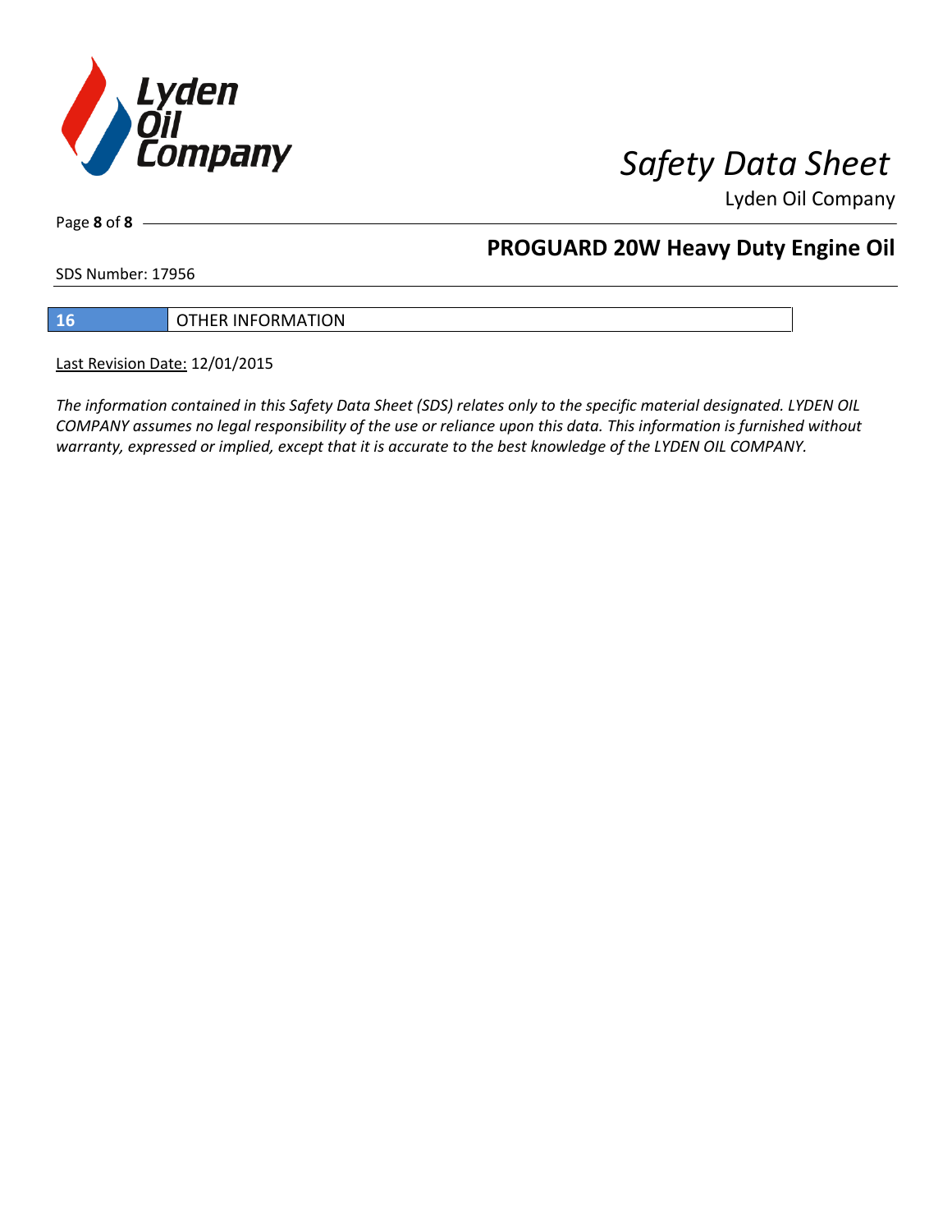## 16 OTHER INFORMATION

Last Revision Date: 12/01/2015

*The information contained in this Safety Data Sheet (SDS) relates only to the specific material designated. LYDEN OIL COMPANY assumes no legal responsibility of the use or reliance upon this data. This information is furnished without warranty, expressed or implied, except that it is accurate to the best knowledge of the LYDEN OIL COMPANY.*